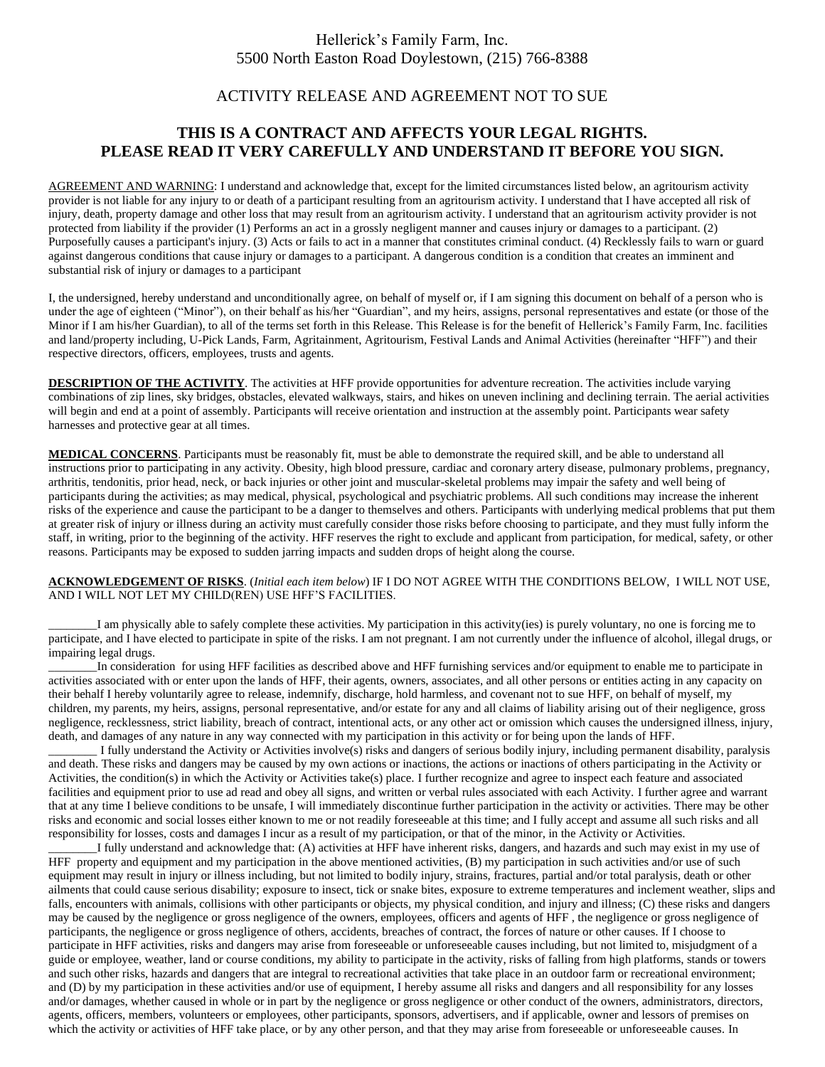Hellerick's Family Farm, Inc.
5500 North Easton Road Doylestown, (215) 766-8388

ACTIVITY RELEASE AND AGREEMENT NOT TO SUE

## THIS IS A CONTRACT AND AFFECTS YOUR LEGAL RIGHTS. PLEASE READ IT VERY CAREFULLY AND UNDERSTAND IT BEFORE YOU SIGN.

AGREEMENT AND WARNING: I understand and acknowledge that, except for the limited circumstances listed below, an agritourism activity provider is not liable for any injury to or death of a participant resulting from an agritourism activity. I understand that I have accepted all risk of injury, death, property damage and other loss that may result from an agritourism activity. I understand that an agritourism activity provider is not protected from liability if the provider (1) Performs an act in a grossly negligent manner and causes injury or damages to a participant. (2) Purposefully causes a participant's injury. (3) Acts or fails to act in a manner that constitutes criminal conduct. (4) Recklessly fails to warn or guard against dangerous conditions that cause injury or damages to a participant. A dangerous condition is a condition that creates an imminent and substantial risk of injury or damages to a participant

I, the undersigned, hereby understand and unconditionally agree, on behalf of myself or, if I am signing this document on behalf of a person who is under the age of eighteen ("Minor"), on their behalf as his/her "Guardian", and my heirs, assigns, personal representatives and estate (or those of the Minor if I am his/her Guardian), to all of the terms set forth in this Release. This Release is for the benefit of Hellerick's Family Farm, Inc. facilities and land/property including, U-Pick Lands, Farm, Agritainment, Agritourism, Festival Lands and Animal Activities (hereinafter "HFF") and their respective directors, officers, employees, trusts and agents.

**DESCRIPTION OF THE ACTIVITY**. The activities at HFF provide opportunities for adventure recreation. The activities include varying combinations of zip lines, sky bridges, obstacles, elevated walkways, stairs, and hikes on uneven inclining and declining terrain. The aerial activities will begin and end at a point of assembly. Participants will receive orientation and instruction at the assembly point. Participants wear safety harnesses and protective gear at all times.

**MEDICAL CONCERNS**. Participants must be reasonably fit, must be able to demonstrate the required skill, and be able to understand all instructions prior to participating in any activity. Obesity, high blood pressure, cardiac and coronary artery disease, pulmonary problems, pregnancy, arthritis, tendonitis, prior head, neck, or back injuries or other joint and muscular-skeletal problems may impair the safety and well being of participants during the activities; as may medical, physical, psychological and psychiatric problems. All such conditions may increase the inherent risks of the experience and cause the participant to be a danger to themselves and others. Participants with underlying medical problems that put them at greater risk of injury or illness during an activity must carefully consider those risks before choosing to participate, and they must fully inform the staff, in writing, prior to the beginning of the activity. HFF reserves the right to exclude and applicant from participation, for medical, safety, or other reasons. Participants may be exposed to sudden jarring impacts and sudden drops of height along the course.

**ACKNOWLEDGEMENT OF RISKS**. (*Initial each item below*) IF I DO NOT AGREE WITH THE CONDITIONS BELOW, I WILL NOT USE, AND I WILL NOT LET MY CHILD(REN) USE HFF'S FACILITIES.

________I am physically able to safely complete these activities. My participation in this activity(ies) is purely voluntary, no one is forcing me to participate, and I have elected to participate in spite of the risks. I am not pregnant. I am not currently under the influence of alcohol, illegal drugs, or impairing legal drugs.

________In consideration for using HFF facilities as described above and HFF furnishing services and/or equipment to enable me to participate in activities associated with or enter upon the lands of HFF, their agents, owners, associates, and all other persons or entities acting in any capacity on their behalf I hereby voluntarily agree to release, indemnify, discharge, hold harmless, and covenant not to sue HFF, on behalf of myself, my children, my parents, my heirs, assigns, personal representative, and/or estate for any and all claims of liability arising out of their negligence, gross negligence, recklessness, strict liability, breach of contract, intentional acts, or any other act or omission which causes the undersigned illness, injury, death, and damages of any nature in any way connected with my participation in this activity or for being upon the lands of HFF.

________ I fully understand the Activity or Activities involve(s) risks and dangers of serious bodily injury, including permanent disability, paralysis and death. These risks and dangers may be caused by my own actions or inactions, the actions or inactions of others participating in the Activity or Activities, the condition(s) in which the Activity or Activities take(s) place. I further recognize and agree to inspect each feature and associated facilities and equipment prior to use ad read and obey all signs, and written or verbal rules associated with each Activity. I further agree and warrant that at any time I believe conditions to be unsafe, I will immediately discontinue further participation in the activity or activities. There may be other risks and economic and social losses either known to me or not readily foreseeable at this time; and I fully accept and assume all such risks and all responsibility for losses, costs and damages I incur as a result of my participation, or that of the minor, in the Activity or Activities.

________I fully understand and acknowledge that: (A) activities at HFF have inherent risks, dangers, and hazards and such may exist in my use of HFF property and equipment and my participation in the above mentioned activities, (B) my participation in such activities and/or use of such equipment may result in injury or illness including, but not limited to bodily injury, strains, fractures, partial and/or total paralysis, death or other ailments that could cause serious disability; exposure to insect, tick or snake bites, exposure to extreme temperatures and inclement weather, slips and falls, encounters with animals, collisions with other participants or objects, my physical condition, and injury and illness; (C) these risks and dangers may be caused by the negligence or gross negligence of the owners, employees, officers and agents of HFF , the negligence or gross negligence of participants, the negligence or gross negligence of others, accidents, breaches of contract, the forces of nature or other causes. If I choose to participate in HFF activities, risks and dangers may arise from foreseeable or unforeseeable causes including, but not limited to, misjudgment of a guide or employee, weather, land or course conditions, my ability to participate in the activity, risks of falling from high platforms, stands or towers and such other risks, hazards and dangers that are integral to recreational activities that take place in an outdoor farm or recreational environment; and (D) by my participation in these activities and/or use of equipment, I hereby assume all risks and dangers and all responsibility for any losses and/or damages, whether caused in whole or in part by the negligence or gross negligence or other conduct of the owners, administrators, directors, agents, officers, members, volunteers or employees, other participants, sponsors, advertisers, and if applicable, owner and lessors of premises on which the activity or activities of HFF take place, or by any other person, and that they may arise from foreseeable or unforeseeable causes. In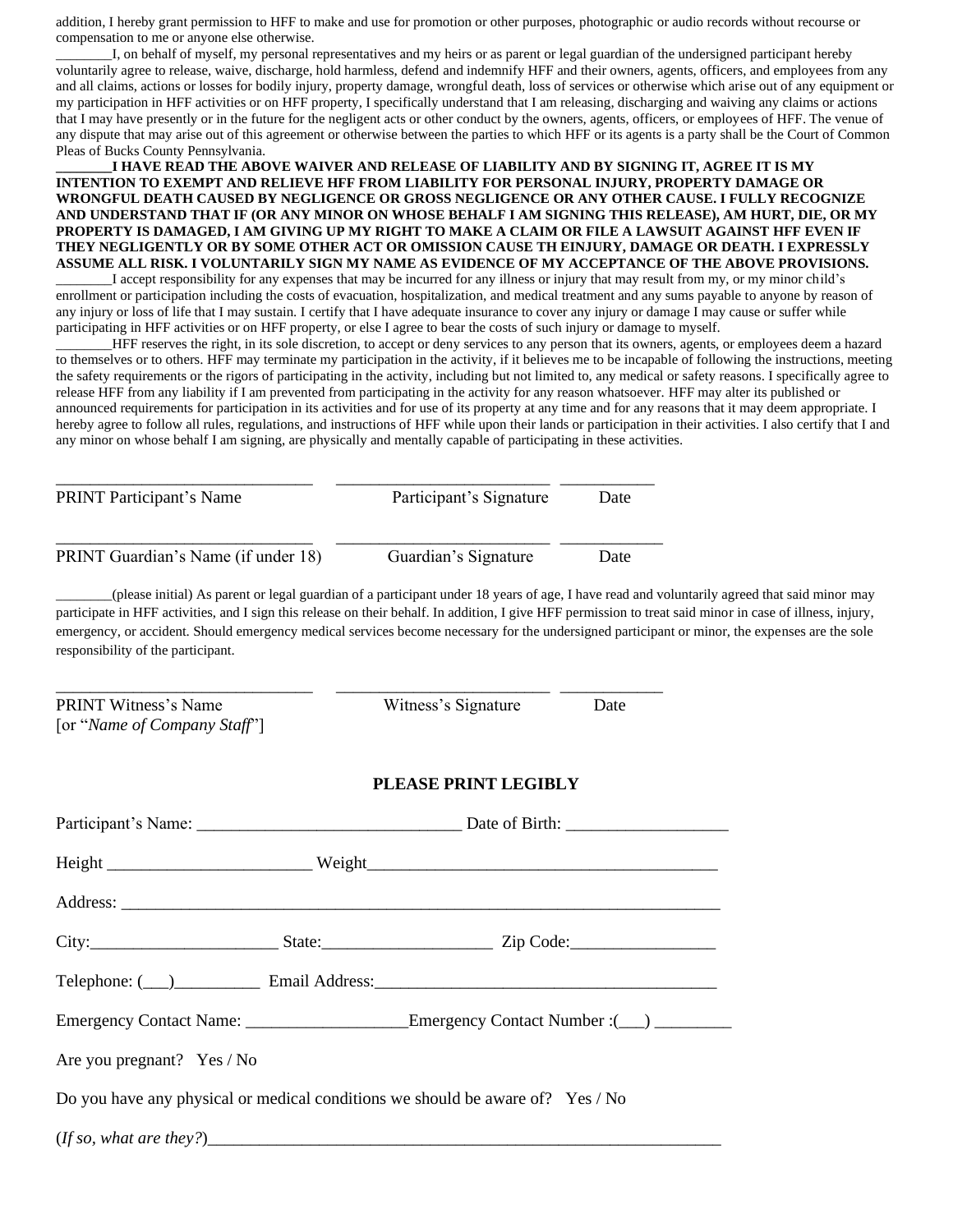addition, I hereby grant permission to HFF to make and use for promotion or other purposes, photographic or audio records without recourse or compensation to me or anyone else otherwise.

________I, on behalf of myself, my personal representatives and my heirs or as parent or legal guardian of the undersigned participant hereby voluntarily agree to release, waive, discharge, hold harmless, defend and indemnify HFF and their owners, agents, officers, and employees from any and all claims, actions or losses for bodily injury, property damage, wrongful death, loss of services or otherwise which arise out of any equipment or my participation in HFF activities or on HFF property, I specifically understand that I am releasing, discharging and waiving any claims or actions that I may have presently or in the future for the negligent acts or other conduct by the owners, agents, officers, or employees of HFF. The venue of any dispute that may arise out of this agreement or otherwise between the parties to which HFF or its agents is a party shall be the Court of Common Pleas of Bucks County Pennsylvania.

**________I HAVE READ THE ABOVE WAIVER AND RELEASE OF LIABILITY AND BY SIGNING IT, AGREE IT IS MY INTENTION TO EXEMPT AND RELIEVE HFF FROM LIABILITY FOR PERSONAL INJURY, PROPERTY DAMAGE OR WRONGFUL DEATH CAUSED BY NEGLIGENCE OR GROSS NEGLIGENCE OR ANY OTHER CAUSE. I FULLY RECOGNIZE AND UNDERSTAND THAT IF (OR ANY MINOR ON WHOSE BEHALF I AM SIGNING THIS RELEASE), AM HURT, DIE, OR MY PROPERTY IS DAMAGED, I AM GIVING UP MY RIGHT TO MAKE A CLAIM OR FILE A LAWSUIT AGAINST HFF EVEN IF THEY NEGLIGENTLY OR BY SOME OTHER ACT OR OMISSION CAUSE TH EINJURY, DAMAGE OR DEATH. I EXPRESSLY ASSUME ALL RISK. I VOLUNTARILY SIGN MY NAME AS EVIDENCE OF MY ACCEPTANCE OF THE ABOVE PROVISIONS.**

________I accept responsibility for any expenses that may be incurred for any illness or injury that may result from my, or my minor child's enrollment or participation including the costs of evacuation, hospitalization, and medical treatment and any sums payable to anyone by reason of any injury or loss of life that I may sustain. I certify that I have adequate insurance to cover any injury or damage I may cause or suffer while participating in HFF activities or on HFF property, or else I agree to bear the costs of such injury or damage to myself.

________HFF reserves the right, in its sole discretion, to accept or deny services to any person that its owners, agents, or employees deem a hazard to themselves or to others. HFF may terminate my participation in the activity, if it believes me to be incapable of following the instructions, meeting the safety requirements or the rigors of participating in the activity, including but not limited to, any medical or safety reasons. I specifically agree to release HFF from any liability if I am prevented from participating in the activity for any reason whatsoever. HFF may alter its published or announced requirements for participation in its activities and for use of its property at any time and for any reasons that it may deem appropriate. I hereby agree to follow all rules, regulations, and instructions of HFF while upon their lands or participation in their activities. I also certify that I and any minor on whose behalf I am signing, are physically and mentally capable of participating in these activities.

______________________________ ________________________ ___________
PRINT Participant's Name Participant's Signature Date

______________________________ ________________________ ___________
PRINT Guardian's Name (if under 18) Guardian's Signature Date

________(please initial) As parent or legal guardian of a participant under 18 years of age, I have read and voluntarily agreed that said minor may participate in HFF activities, and I sign this release on their behalf. In addition, I give HFF permission to treat said minor in case of illness, injury, emergency, or accident. Should emergency medical services become necessary for the undersigned participant or minor, the expenses are the sole responsibility of the participant.

______________________________ ________________________ ___________
PRINT Witness's Name Witness's Signature Date
[or "*Name of Company Staff*"]

**PLEASE PRINT LEGIBLY**

Participant's Name: ______________________________ Date of Birth: __________________

Height _______________________ Weight________________________________________

Address: ______________________________________________________________________

City:_____________________ State:___________________ Zip Code:________________

Telephone: (___)__________ Email Address:_______________________________________

Emergency Contact Name: __________________Emergency Contact Number :(___) _________

Are you pregnant? Yes / No

Do you have any physical or medical conditions we should be aware of? Yes / No

(*If so, what are they?*)____________________________________________________________